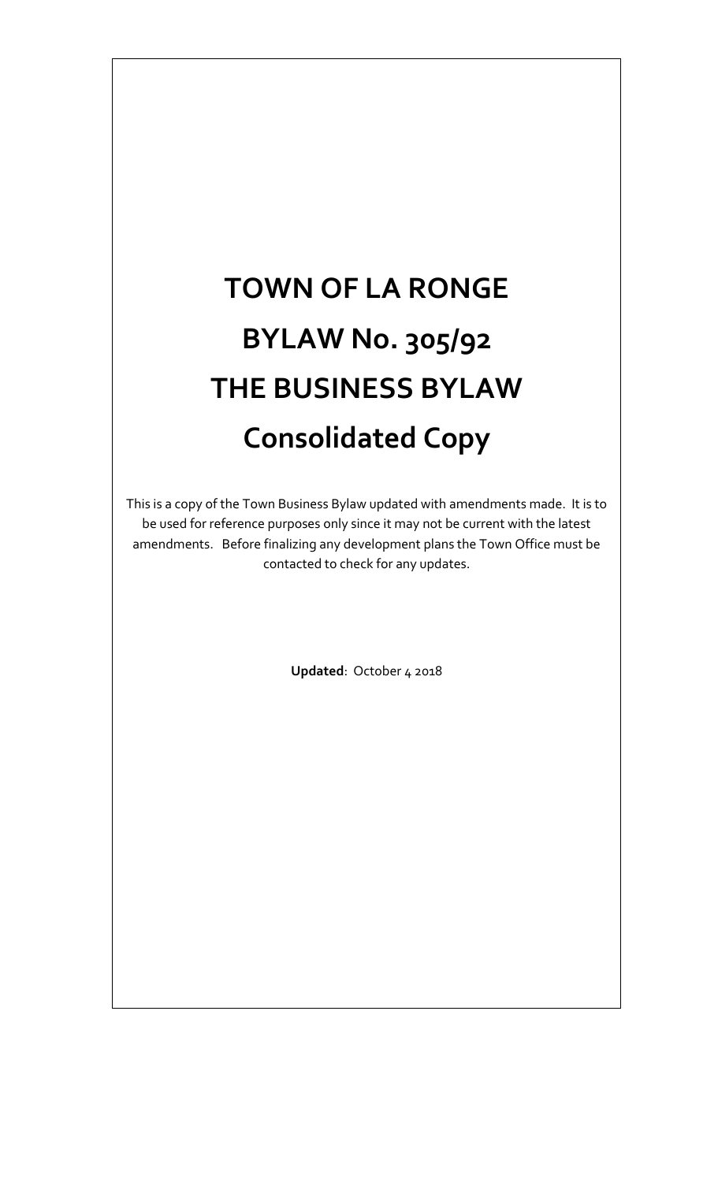# TOWN OF LA RONGE

# BYLAW No. 305/92

# THE BUSINESS BYLAW

# Consolidated Copy

This is a copy of the Town Business Bylaw updated with amendments made. It is to be used for reference purposes only since it may not be current with the latest amendments. Before finalizing any development plans the Town Office must be contacted to check for any updates.

**Updated**: October 4 2018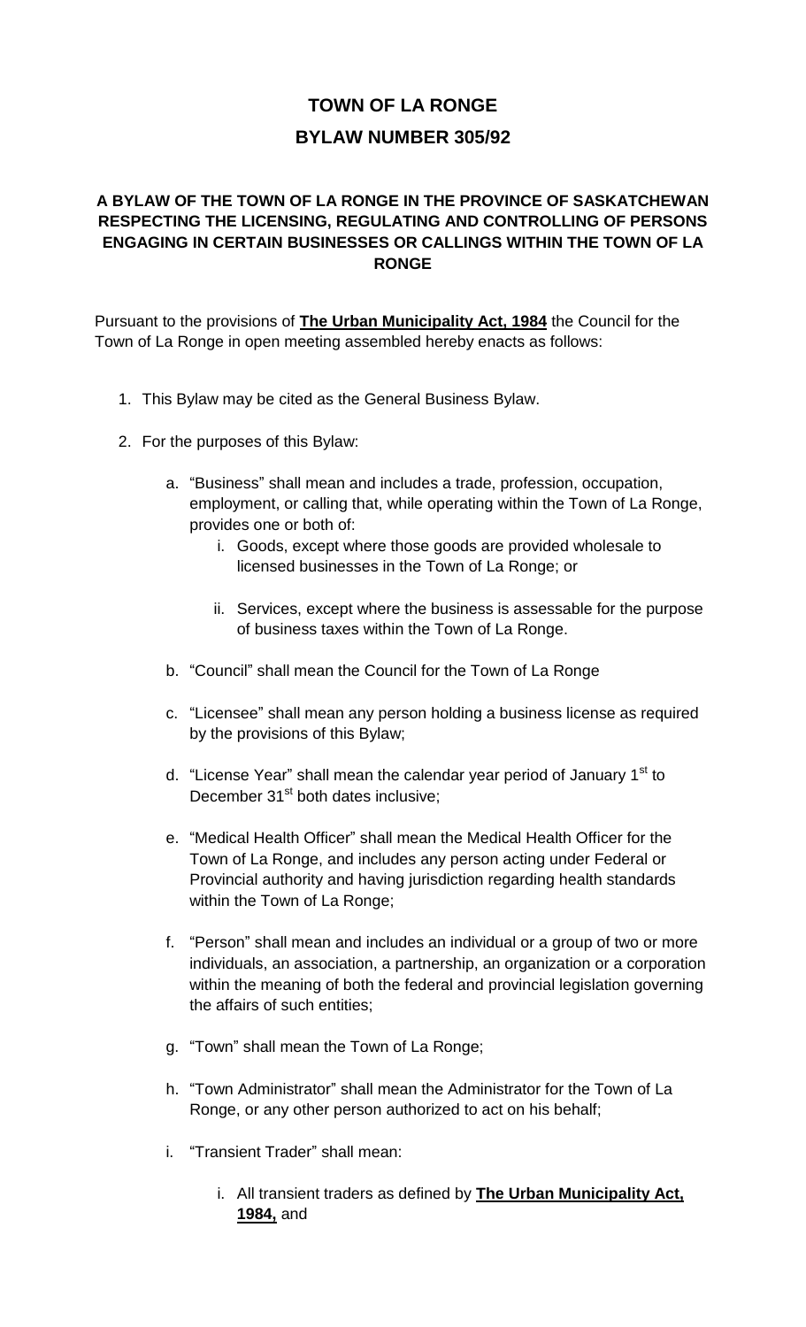# TOWN OF LA RONGE

## BYLAW NUMBER 305/92

### A BYLAW OF THE TOWN OF LA RONGE IN THE PROVINCE OF SASKATCHEWAN RESPECTING THE LICENSING, REGULATING AND CONTROLLING OF PERSONS ENGAGING IN CERTAIN BUSINESSES OR CALLINGS WITHIN THE TOWN OF LA RONGE

Pursuant to the provisions of **The Urban Municipality Act, 1984** the Council for the Town of La Ronge in open meeting assembled hereby enacts as follows:

1. This Bylaw may be cited as the General Business Bylaw.

2. For the purposes of this Bylaw:

   a. "Business" shall mean and includes a trade, profession, occupation, employment, or calling that, while operating within the Town of La Ronge, provides one or both of:

      i. Goods, except where those goods are provided wholesale to licensed businesses in the Town of La Ronge; or

      ii. Services, except where the business is assessable for the purpose of business taxes within the Town of La Ronge.

   b. "Council" shall mean the Council for the Town of La Ronge

   c. "Licensee" shall mean any person holding a business license as required by the provisions of this Bylaw;

   d. "License Year" shall mean the calendar year period of January 1st to December 31st both dates inclusive;

   e. "Medical Health Officer" shall mean the Medical Health Officer for the Town of La Ronge, and includes any person acting under Federal or Provincial authority and having jurisdiction regarding health standards within the Town of La Ronge;

   f. "Person" shall mean and includes an individual or a group of two or more individuals, an association, a partnership, an organization or a corporation within the meaning of both the federal and provincial legislation governing the affairs of such entities;

   g. "Town" shall mean the Town of La Ronge;

   h. "Town Administrator" shall mean the Administrator for the Town of La Ronge, or any other person authorized to act on his behalf;

   i. "Transient Trader" shall mean:

      i. All transient traders as defined by **The Urban Municipality Act, 1984,** and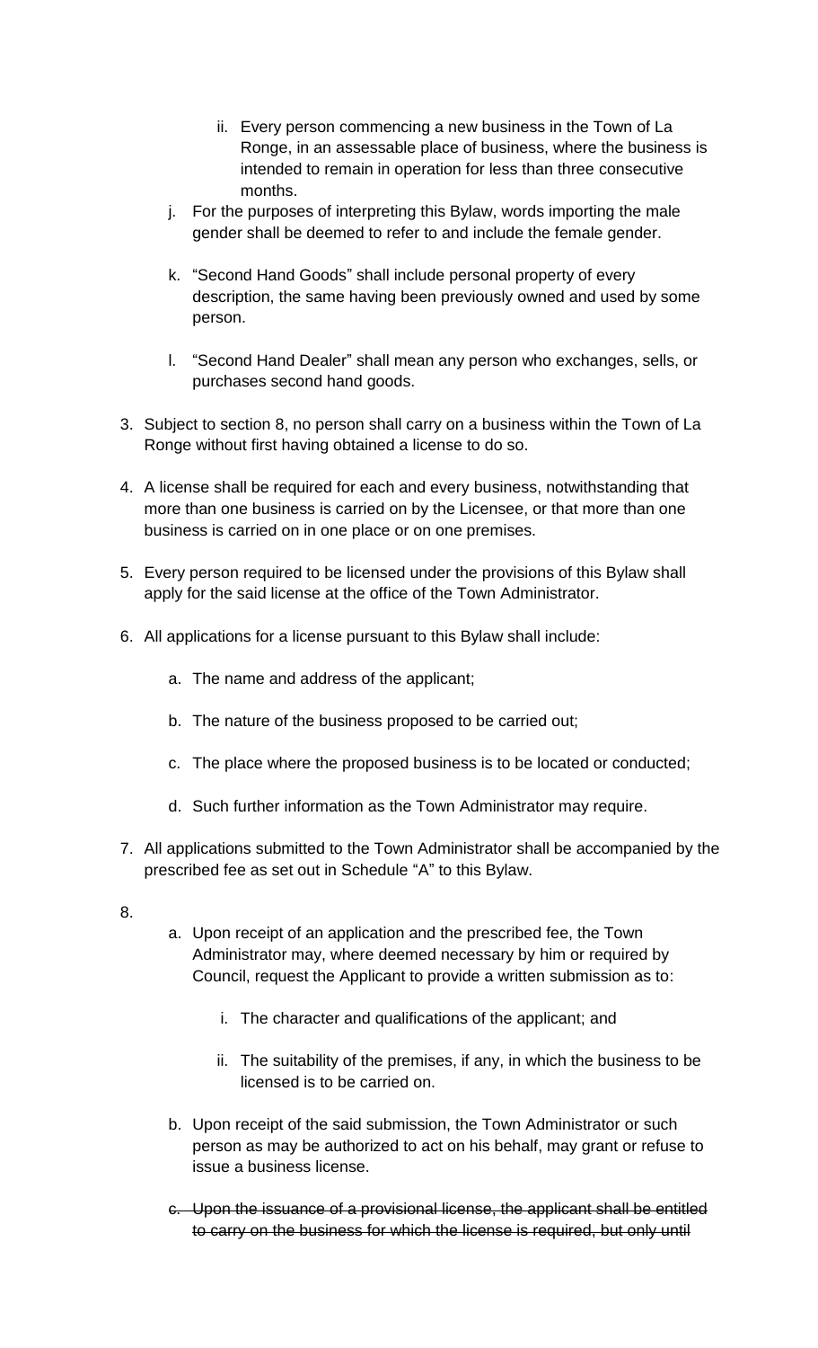ii. Every person commencing a new business in the Town of La Ronge, in an assessable place of business, where the business is intended to remain in operation for less than three consecutive months.

j. For the purposes of interpreting this Bylaw, words importing the male gender shall be deemed to refer to and include the female gender.

k. "Second Hand Goods" shall include personal property of every description, the same having been previously owned and used by some person.

l. "Second Hand Dealer" shall mean any person who exchanges, sells, or purchases second hand goods.

3. Subject to section 8, no person shall carry on a business within the Town of La Ronge without first having obtained a license to do so.

4. A license shall be required for each and every business, notwithstanding that more than one business is carried on by the Licensee, or that more than one business is carried on in one place or on one premises.

5. Every person required to be licensed under the provisions of this Bylaw shall apply for the said license at the office of the Town Administrator.

6. All applications for a license pursuant to this Bylaw shall include:

   a. The name and address of the applicant;

   b. The nature of the business proposed to be carried out;

   c. The place where the proposed business is to be located or conducted;

   d. Such further information as the Town Administrator may require.

7. All applications submitted to the Town Administrator shall be accompanied by the prescribed fee as set out in Schedule "A" to this Bylaw.

8.

   a. Upon receipt of an application and the prescribed fee, the Town Administrator may, where deemed necessary by him or required by Council, request the Applicant to provide a written submission as to:

      i. The character and qualifications of the applicant; and

      ii. The suitability of the premises, if any, in which the business to be licensed is to be carried on.

   b. Upon receipt of the said submission, the Town Administrator or such person as may be authorized to act on his behalf, may grant or refuse to issue a business license.

   c. ~~Upon the issuance of a provisional license, the applicant shall be entitled to carry on the business for which the license is required, but only until~~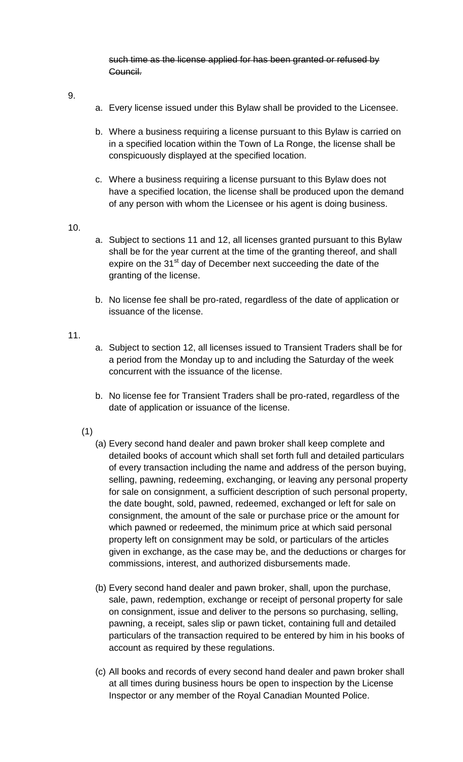~~such time as the license applied for has been granted or refused by Council.~~

9.

a. Every license issued under this Bylaw shall be provided to the Licensee.

b. Where a business requiring a license pursuant to this Bylaw is carried on in a specified location within the Town of La Ronge, the license shall be conspicuously displayed at the specified location.

c. Where a business requiring a license pursuant to this Bylaw does not have a specified location, the license shall be produced upon the demand of any person with whom the Licensee or his agent is doing business.

10.

a. Subject to sections 11 and 12, all licenses granted pursuant to this Bylaw shall be for the year current at the time of the granting thereof, and shall expire on the 31st day of December next succeeding the date of the granting of the license.

b. No license fee shall be pro-rated, regardless of the date of application or issuance of the license.

11.

a. Subject to section 12, all licenses issued to Transient Traders shall be for a period from the Monday up to and including the Saturday of the week concurrent with the issuance of the license.

b. No license fee for Transient Traders shall be pro-rated, regardless of the date of application or issuance of the license.

(1)

(a) Every second hand dealer and pawn broker shall keep complete and detailed books of account which shall set forth full and detailed particulars of every transaction including the name and address of the person buying, selling, pawning, redeeming, exchanging, or leaving any personal property for sale on consignment, a sufficient description of such personal property, the date bought, sold, pawned, redeemed, exchanged or left for sale on consignment, the amount of the sale or purchase price or the amount for which pawned or redeemed, the minimum price at which said personal property left on consignment may be sold, or particulars of the articles given in exchange, as the case may be, and the deductions or charges for commissions, interest, and authorized disbursements made.

(b) Every second hand dealer and pawn broker, shall, upon the purchase, sale, pawn, redemption, exchange or receipt of personal property for sale on consignment, issue and deliver to the persons so purchasing, selling, pawning, a receipt, sales slip or pawn ticket, containing full and detailed particulars of the transaction required to be entered by him in his books of account as required by these regulations.

(c) All books and records of every second hand dealer and pawn broker shall at all times during business hours be open to inspection by the License Inspector or any member of the Royal Canadian Mounted Police.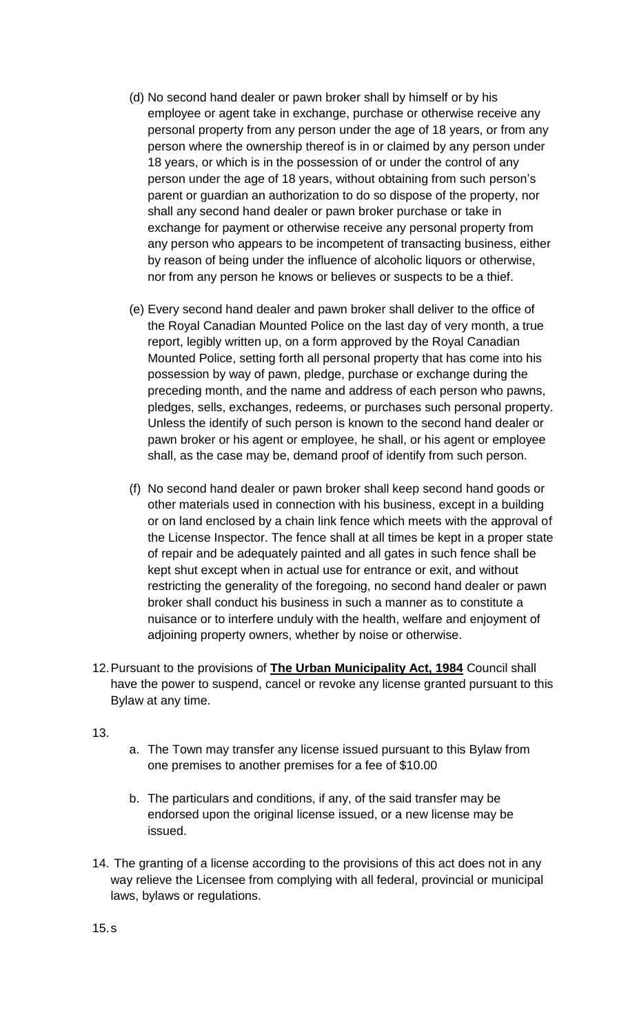(d) No second hand dealer or pawn broker shall by himself or by his employee or agent take in exchange, purchase or otherwise receive any personal property from any person under the age of 18 years, or from any person where the ownership thereof is in or claimed by any person under 18 years, or which is in the possession of or under the control of any person under the age of 18 years, without obtaining from such person's parent or guardian an authorization to do so dispose of the property, nor shall any second hand dealer or pawn broker purchase or take in exchange for payment or otherwise receive any personal property from any person who appears to be incompetent of transacting business, either by reason of being under the influence of alcoholic liquors or otherwise, nor from any person he knows or believes or suspects to be a thief.

(e) Every second hand dealer and pawn broker shall deliver to the office of the Royal Canadian Mounted Police on the last day of very month, a true report, legibly written up, on a form approved by the Royal Canadian Mounted Police, setting forth all personal property that has come into his possession by way of pawn, pledge, purchase or exchange during the preceding month, and the name and address of each person who pawns, pledges, sells, exchanges, redeems, or purchases such personal property. Unless the identify of such person is known to the second hand dealer or pawn broker or his agent or employee, he shall, or his agent or employee shall, as the case may be, demand proof of identify from such person.

(f) No second hand dealer or pawn broker shall keep second hand goods or other materials used in connection with his business, except in a building or on land enclosed by a chain link fence which meets with the approval of the License Inspector. The fence shall at all times be kept in a proper state of repair and be adequately painted and all gates in such fence shall be kept shut except when in actual use for entrance or exit, and without restricting the generality of the foregoing, no second hand dealer or pawn broker shall conduct his business in such a manner as to constitute a nuisance or to interfere unduly with the health, welfare and enjoyment of adjoining property owners, whether by noise or otherwise.

12. Pursuant to the provisions of **The Urban Municipality Act, 1984** Council shall have the power to suspend, cancel or revoke any license granted pursuant to this Bylaw at any time.

13.

a. The Town may transfer any license issued pursuant to this Bylaw from one premises to another premises for a fee of $10.00

b. The particulars and conditions, if any, of the said transfer may be endorsed upon the original license issued, or a new license may be issued.

14. The granting of a license according to the provisions of this act does not in any way relieve the Licensee from complying with all federal, provincial or municipal laws, bylaws or regulations.

15. s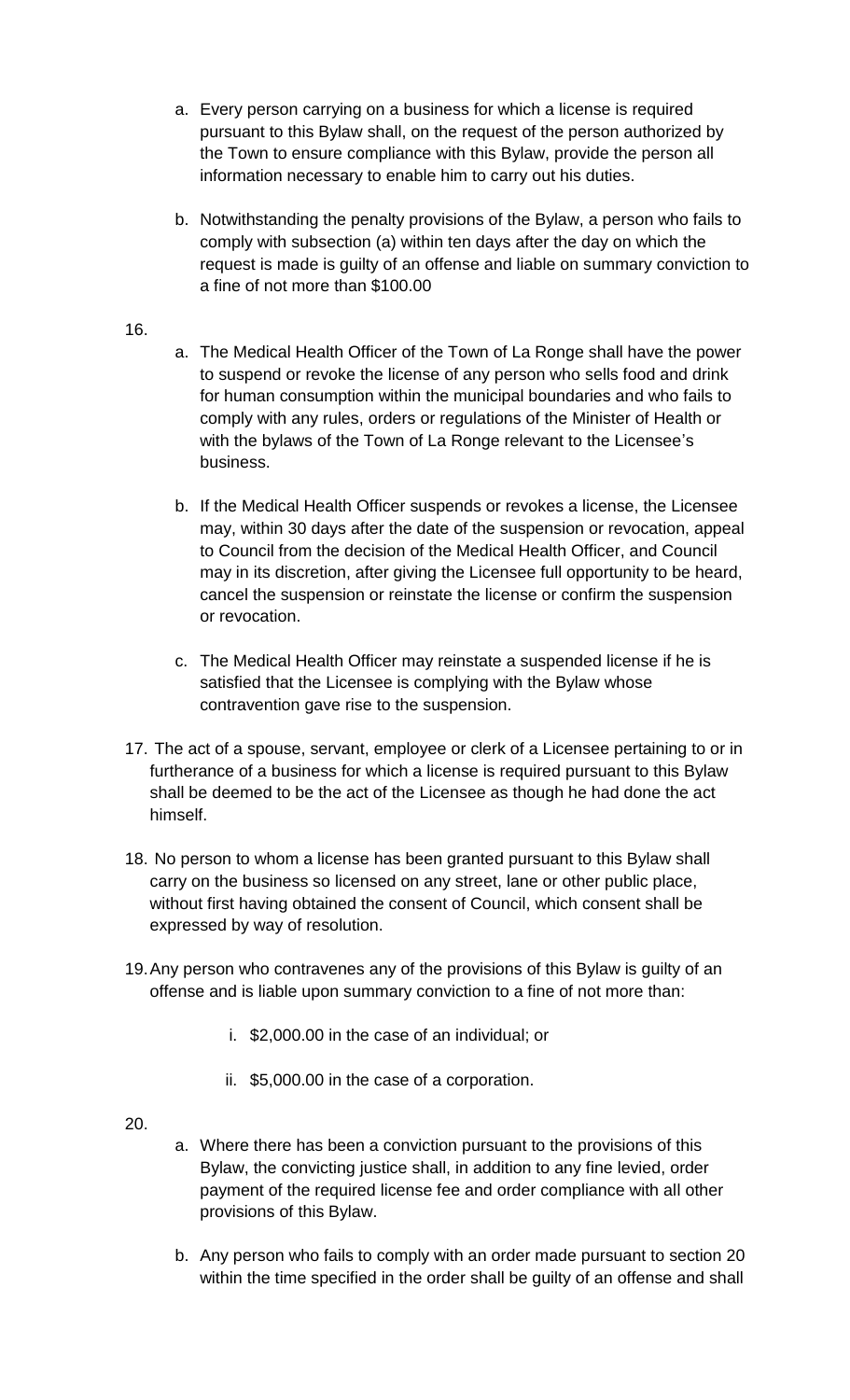a. Every person carrying on a business for which a license is required pursuant to this Bylaw shall, on the request of the person authorized by the Town to ensure compliance with this Bylaw, provide the person all information necessary to enable him to carry out his duties.

b. Notwithstanding the penalty provisions of the Bylaw, a person who fails to comply with subsection (a) within ten days after the day on which the request is made is guilty of an offense and liable on summary conviction to a fine of not more than $100.00

16.

a. The Medical Health Officer of the Town of La Ronge shall have the power to suspend or revoke the license of any person who sells food and drink for human consumption within the municipal boundaries and who fails to comply with any rules, orders or regulations of the Minister of Health or with the bylaws of the Town of La Ronge relevant to the Licensee's business.

b. If the Medical Health Officer suspends or revokes a license, the Licensee may, within 30 days after the date of the suspension or revocation, appeal to Council from the decision of the Medical Health Officer, and Council may in its discretion, after giving the Licensee full opportunity to be heard, cancel the suspension or reinstate the license or confirm the suspension or revocation.

c. The Medical Health Officer may reinstate a suspended license if he is satisfied that the Licensee is complying with the Bylaw whose contravention gave rise to the suspension.

17. The act of a spouse, servant, employee or clerk of a Licensee pertaining to or in furtherance of a business for which a license is required pursuant to this Bylaw shall be deemed to be the act of the Licensee as though he had done the act himself.

18. No person to whom a license has been granted pursuant to this Bylaw shall carry on the business so licensed on any street, lane or other public place, without first having obtained the consent of Council, which consent shall be expressed by way of resolution.

19. Any person who contravenes any of the provisions of this Bylaw is guilty of an offense and is liable upon summary conviction to a fine of not more than:

i. $2,000.00 in the case of an individual; or

ii. $5,000.00 in the case of a corporation.

20.

a. Where there has been a conviction pursuant to the provisions of this Bylaw, the convicting justice shall, in addition to any fine levied, order payment of the required license fee and order compliance with all other provisions of this Bylaw.

b. Any person who fails to comply with an order made pursuant to section 20 within the time specified in the order shall be guilty of an offense and shall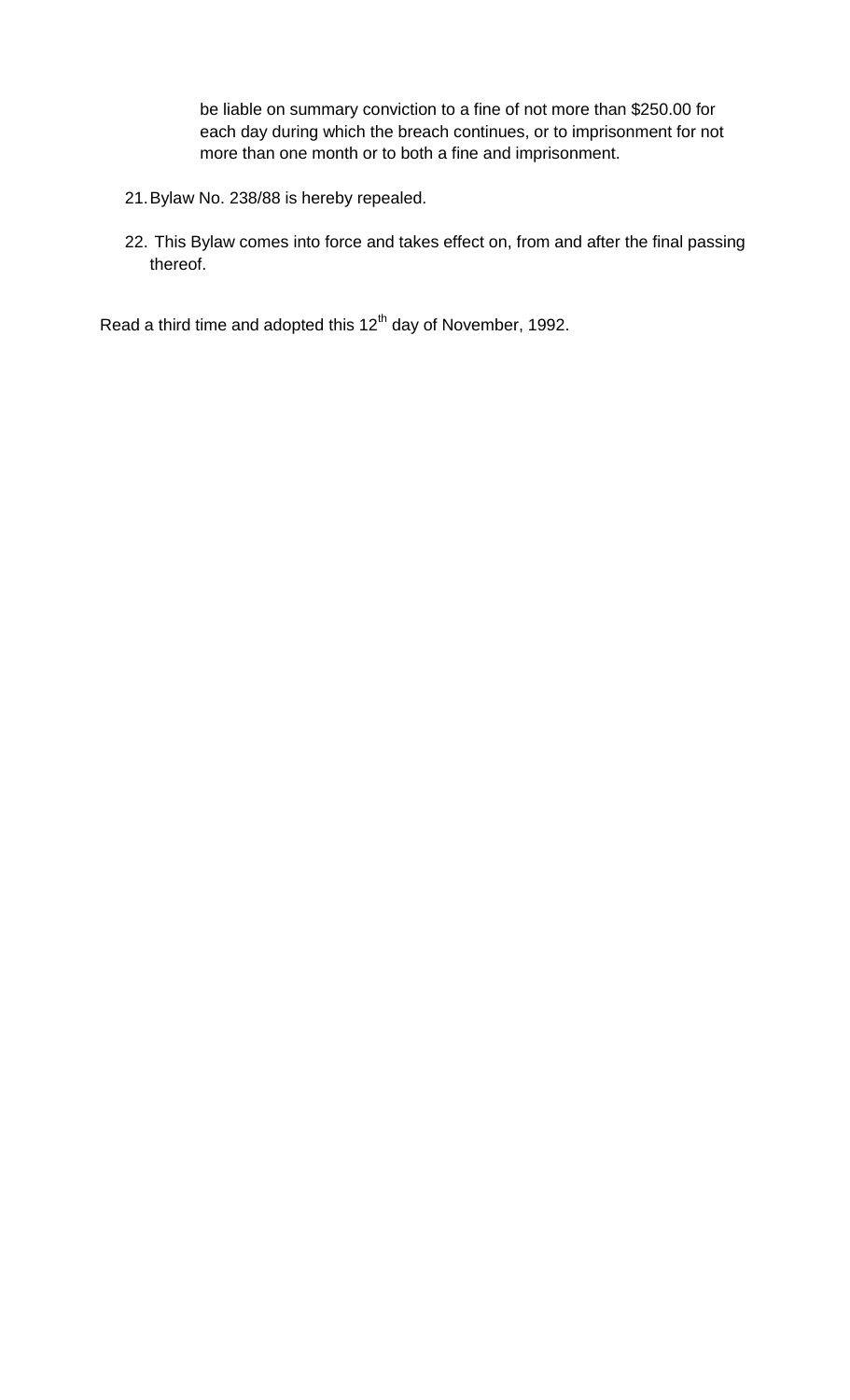be liable on summary conviction to a fine of not more than $250.00 for each day during which the breach continues, or to imprisonment for not more than one month or to both a fine and imprisonment.

21. Bylaw No. 238/88 is hereby repealed.

22. This Bylaw comes into force and takes effect on, from and after the final passing thereof.

Read a third time and adopted this 12th day of November, 1992.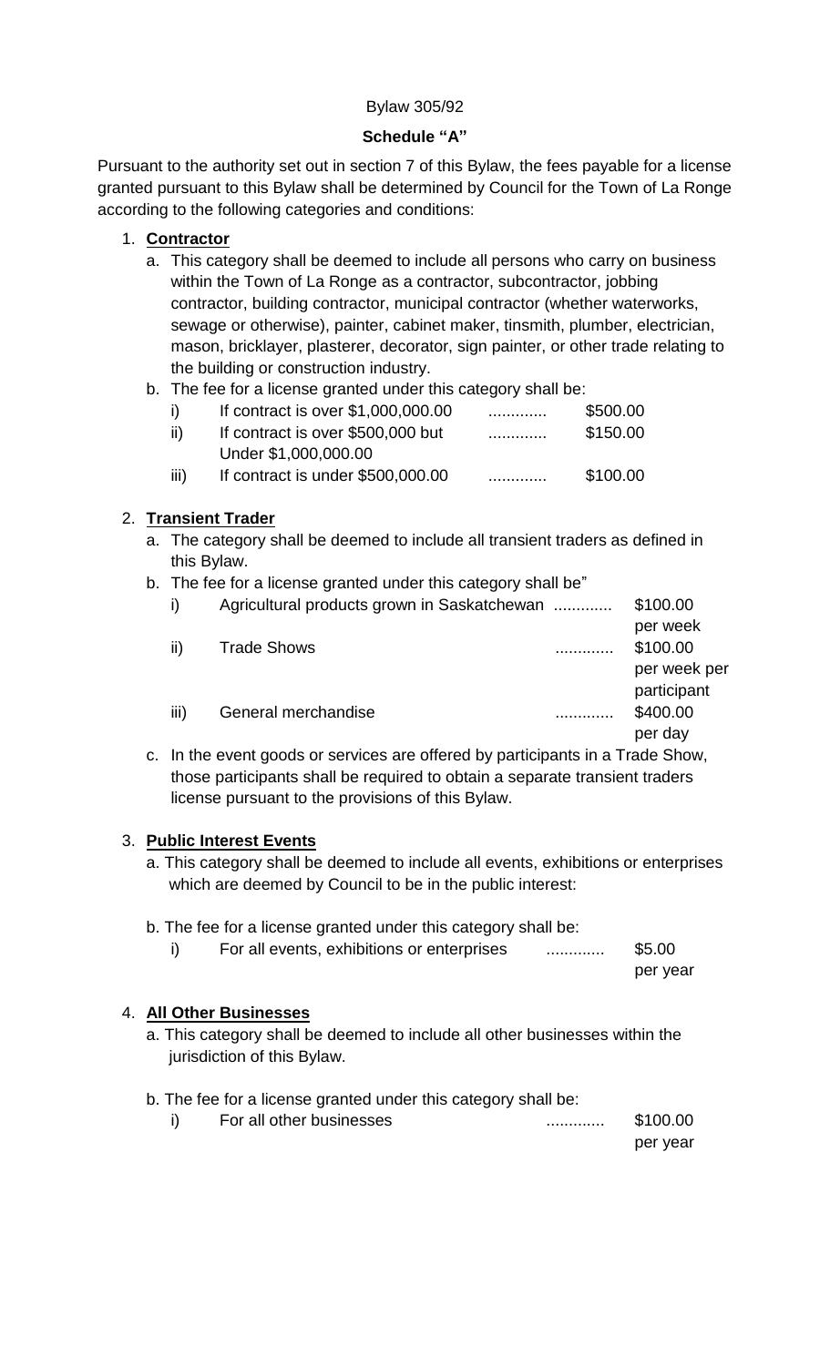Bylaw 305/92

**Schedule "A"**

Pursuant to the authority set out in section 7 of this Bylaw, the fees payable for a license granted pursuant to this Bylaw shall be determined by Council for the Town of La Ronge according to the following categories and conditions:

1. **Contractor**
   a. This category shall be deemed to include all persons who carry on business within the Town of La Ronge as a contractor, subcontractor, jobbing contractor, building contractor, municipal contractor (whether waterworks, sewage or otherwise), painter, cabinet maker, tinsmith, plumber, electrician, mason, bricklayer, plasterer, decorator, sign painter, or other trade relating to the building or construction industry.
   b. The fee for a license granted under this category shall be:

| | | | |
|---|---|---|---|
| i) | If contract is over $1,000,000.00 | ............ | $500.00 |
| ii) | If contract is over $500,000 but Under $1,000,000.00 | ............ | $150.00 |
| iii) | If contract is under $500,000.00 | ............ | $100.00 |

2. **Transient Trader**
   a. The category shall be deemed to include all transient traders as defined in this Bylaw.
   b. The fee for a license granted under this category shall be"

| | | | |
|---|---|---|---|
| i) | Agricultural products grown in Saskatchewan | ............ | $100.00 per week |
| ii) | Trade Shows | ............ | $100.00 per week per participant |
| iii) | General merchandise | ............ | $400.00 per day |

   c. In the event goods or services are offered by participants in a Trade Show, those participants shall be required to obtain a separate transient traders license pursuant to the provisions of this Bylaw.

3. **Public Interest Events**
   a. This category shall be deemed to include all events, exhibitions or enterprises which are deemed by Council to be in the public interest:

   b. The fee for a license granted under this category shall be:

| | | | |
|---|---|---|---|
| i) | For all events, exhibitions or enterprises | ............ | $5.00 per year |

4. **All Other Businesses**
   a. This category shall be deemed to include all other businesses within the jurisdiction of this Bylaw.

   b. The fee for a license granted under this category shall be:

| | | | |
|---|---|---|---|
| i) | For all other businesses | ............ | $100.00 per year |